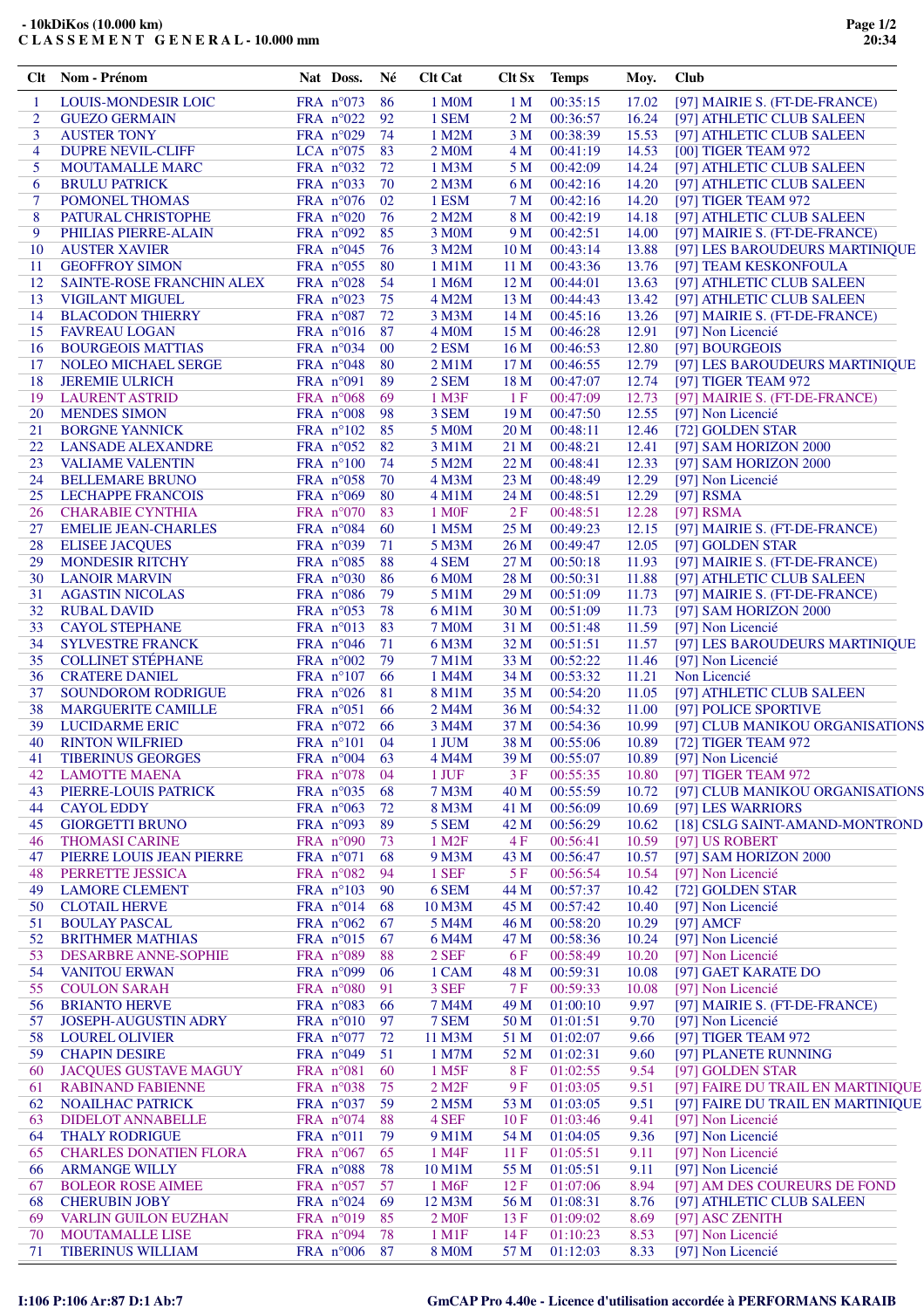**- 10kDiKos (10.000 km)**
**C L A S S E M E N T   G E N E R A L - 10.000 mm**

| Clt | Nom - Prénom | Nat | Doss. | Né | Clt Cat | Clt Sx | Temps | Moy. | Club |
|---|---|---|---|---|---|---|---|---|---|
| 1 | LOUIS-MONDESIR LOIC | FRA | n°073 | 86 | 1 M0M | 1 M | 00:35:15 | 17.02 | [97] MAIRIE S. (FT-DE-FRANCE) |
| 2 | GUEZO GERMAIN | FRA | n°022 | 92 | 1 SEM | 2 M | 00:36:57 | 16.24 | [97] ATHLETIC CLUB SALEEN |
| 3 | AUSTER TONY | FRA | n°029 | 74 | 1 M2M | 3 M | 00:38:39 | 15.53 | [97] ATHLETIC CLUB SALEEN |
| 4 | DUPRE NEVIL-CLIFF | LCA | n°075 | 83 | 2 M0M | 4 M | 00:41:19 | 14.53 | [00] TIGER TEAM 972 |
| 5 | MOUTAMALLE MARC | FRA | n°032 | 72 | 1 M3M | 5 M | 00:42:09 | 14.24 | [97] ATHLETIC CLUB SALEEN |
| 6 | BRULU PATRICK | FRA | n°033 | 70 | 2 M3M | 6 M | 00:42:16 | 14.20 | [97] ATHLETIC CLUB SALEEN |
| 7 | POMONEL THOMAS | FRA | n°076 | 02 | 1 ESM | 7 M | 00:42:16 | 14.20 | [97] TIGER TEAM 972 |
| 8 | PATURAL CHRISTOPHE | FRA | n°020 | 76 | 2 M2M | 8 M | 00:42:19 | 14.18 | [97] ATHLETIC CLUB SALEEN |
| 9 | PHILIAS PIERRE-ALAIN | FRA | n°092 | 85 | 3 M0M | 9 M | 00:42:51 | 14.00 | [97] MAIRIE S. (FT-DE-FRANCE) |
| 10 | AUSTER XAVIER | FRA | n°045 | 76 | 3 M2M | 10 M | 00:43:14 | 13.88 | [97] LES BAROUDEURS MARTINIQUE |
| 11 | GEOFFROY SIMON | FRA | n°055 | 80 | 1 M1M | 11 M | 00:43:36 | 13.76 | [97] TEAM KESKONFOULA |
| 12 | SAINTE-ROSE FRANCHIN ALEX | FRA | n°028 | 54 | 1 M6M | 12 M | 00:44:01 | 13.63 | [97] ATHLETIC CLUB SALEEN |
| 13 | VIGILANT MIGUEL | FRA | n°023 | 75 | 4 M2M | 13 M | 00:44:43 | 13.42 | [97] ATHLETIC CLUB SALEEN |
| 14 | BLACODON THIERRY | FRA | n°087 | 72 | 3 M3M | 14 M | 00:45:16 | 13.26 | [97] MAIRIE S. (FT-DE-FRANCE) |
| 15 | FAVREAU LOGAN | FRA | n°016 | 87 | 4 M0M | 15 M | 00:46:28 | 12.91 | [97] Non Licencié |
| 16 | BOURGEOIS MATTIAS | FRA | n°034 | 00 | 2 ESM | 16 M | 00:46:53 | 12.80 | [97] BOURGEOIS |
| 17 | NOLEO MICHAEL SERGE | FRA | n°048 | 80 | 2 M1M | 17 M | 00:46:55 | 12.79 | [97] LES BAROUDEURS MARTINIQUE |
| 18 | JEREMIE ULRICH | FRA | n°091 | 89 | 2 SEM | 18 M | 00:47:07 | 12.74 | [97] TIGER TEAM 972 |
| 19 | LAURENT ASTRID | FRA | n°068 | 69 | 1 M3F | 1 F | 00:47:09 | 12.73 | [97] MAIRIE S. (FT-DE-FRANCE) |
| 20 | MENDES SIMON | FRA | n°008 | 98 | 3 SEM | 19 M | 00:47:50 | 12.55 | [97] Non Licencié |
| 21 | BORGNE YANNICK | FRA | n°102 | 85 | 5 M0M | 20 M | 00:48:11 | 12.46 | [72] GOLDEN STAR |
| 22 | LANSADE ALEXANDRE | FRA | n°052 | 82 | 3 M1M | 21 M | 00:48:21 | 12.41 | [97] SAM HORIZON 2000 |
| 23 | VALIAME VALENTIN | FRA | n°100 | 74 | 5 M2M | 22 M | 00:48:41 | 12.33 | [97] SAM HORIZON 2000 |
| 24 | BELLEMARE BRUNO | FRA | n°058 | 70 | 4 M3M | 23 M | 00:48:49 | 12.29 | [97] Non Licencié |
| 25 | LECHAPPE FRANCOIS | FRA | n°069 | 80 | 4 M1M | 24 M | 00:48:51 | 12.29 | [97] RSMA |
| 26 | CHARABIE CYNTHIA | FRA | n°070 | 83 | 1 M0F | 2 F | 00:48:51 | 12.28 | [97] RSMA |
| 27 | EMELIE JEAN-CHARLES | FRA | n°084 | 60 | 1 M5M | 25 M | 00:49:23 | 12.15 | [97] MAIRIE S. (FT-DE-FRANCE) |
| 28 | ELISEE JACQUES | FRA | n°039 | 71 | 5 M3M | 26 M | 00:49:47 | 12.05 | [97] GOLDEN STAR |
| 29 | MONDESIR RITCHY | FRA | n°085 | 88 | 4 SEM | 27 M | 00:50:18 | 11.93 | [97] MAIRIE S. (FT-DE-FRANCE) |
| 30 | LANOIR MARVIN | FRA | n°030 | 86 | 6 M0M | 28 M | 00:50:31 | 11.88 | [97] ATHLETIC CLUB SALEEN |
| 31 | AGASTIN NICOLAS | FRA | n°086 | 79 | 5 M1M | 29 M | 00:51:09 | 11.73 | [97] MAIRIE S. (FT-DE-FRANCE) |
| 32 | RUBAL DAVID | FRA | n°053 | 78 | 6 M1M | 30 M | 00:51:09 | 11.73 | [97] SAM HORIZON 2000 |
| 33 | CAYOL STEPHANE | FRA | n°013 | 83 | 7 M0M | 31 M | 00:51:48 | 11.59 | [97] Non Licencié |
| 34 | SYLVESTRE FRANCK | FRA | n°046 | 71 | 6 M3M | 32 M | 00:51:51 | 11.57 | [97] LES BAROUDEURS MARTINIQUE |
| 35 | COLLINET STÉPHANE | FRA | n°002 | 79 | 7 M1M | 33 M | 00:52:22 | 11.46 | [97] Non Licencié |
| 36 | CRATERE DANIEL | FRA | n°107 | 66 | 1 M4M | 34 M | 00:53:32 | 11.21 | Non Licencié |
| 37 | SOUNDOROM RODRIGUE | FRA | n°026 | 81 | 8 M1M | 35 M | 00:54:20 | 11.05 | [97] ATHLETIC CLUB SALEEN |
| 38 | MARGUERITE CAMILLE | FRA | n°051 | 66 | 2 M4M | 36 M | 00:54:32 | 11.00 | [97] POLICE SPORTIVE |
| 39 | LUCIDARME ERIC | FRA | n°072 | 66 | 3 M4M | 37 M | 00:54:36 | 10.99 | [97] CLUB MANIKOU ORGANISATIONS |
| 40 | RINTON WILFRIED | FRA | n°101 | 04 | 1 JUM | 38 M | 00:55:06 | 10.89 | [72] TIGER TEAM 972 |
| 41 | TIBERINUS GEORGES | FRA | n°004 | 63 | 4 M4M | 39 M | 00:55:07 | 10.89 | [97] Non Licencié |
| 42 | LAMOTTE MAENA | FRA | n°078 | 04 | 1 JUF | 3 F | 00:55:35 | 10.80 | [97] TIGER TEAM 972 |
| 43 | PIERRE-LOUIS PATRICK | FRA | n°035 | 68 | 7 M3M | 40 M | 00:55:59 | 10.72 | [97] CLUB MANIKOU ORGANISATIONS |
| 44 | CAYOL EDDY | FRA | n°063 | 72 | 8 M3M | 41 M | 00:56:09 | 10.69 | [97] LES WARRIORS |
| 45 | GIORGETTI BRUNO | FRA | n°093 | 89 | 5 SEM | 42 M | 00:56:29 | 10.62 | [18] CSLG SAINT-AMAND-MONTROND |
| 46 | THOMASI CARINE | FRA | n°090 | 73 | 1 M2F | 4 F | 00:56:41 | 10.59 | [97] US ROBERT |
| 47 | PIERRE LOUIS JEAN PIERRE | FRA | n°071 | 68 | 9 M3M | 43 M | 00:56:47 | 10.57 | [97] SAM HORIZON 2000 |
| 48 | PERRETTE JESSICA | FRA | n°082 | 94 | 1 SEF | 5 F | 00:56:54 | 10.54 | [97] Non Licencié |
| 49 | LAMORE CLEMENT | FRA | n°103 | 90 | 6 SEM | 44 M | 00:57:37 | 10.42 | [72] GOLDEN STAR |
| 50 | CLOTAIL HERVE | FRA | n°014 | 68 | 10 M3M | 45 M | 00:57:42 | 10.40 | [97] Non Licencié |
| 51 | BOULAY PASCAL | FRA | n°062 | 67 | 5 M4M | 46 M | 00:58:20 | 10.29 | [97] AMCF |
| 52 | BRITHMER MATHIAS | FRA | n°015 | 67 | 6 M4M | 47 M | 00:58:36 | 10.24 | [97] Non Licencié |
| 53 | DESARBRE ANNE-SOPHIE | FRA | n°089 | 88 | 2 SEF | 6 F | 00:58:49 | 10.20 | [97] Non Licencié |
| 54 | VANITOU ERWAN | FRA | n°099 | 06 | 1 CAM | 48 M | 00:59:31 | 10.08 | [97] GAET KARATE DO |
| 55 | COULON SARAH | FRA | n°080 | 91 | 3 SEF | 7 F | 00:59:33 | 10.08 | [97] Non Licencié |
| 56 | BRIANTO HERVE | FRA | n°083 | 66 | 7 M4M | 49 M | 01:00:10 | 9.97 | [97] MAIRIE S. (FT-DE-FRANCE) |
| 57 | JOSEPH-AUGUSTIN ADRY | FRA | n°010 | 97 | 7 SEM | 50 M | 01:01:51 | 9.70 | [97] Non Licencié |
| 58 | LOUREL OLIVIER | FRA | n°077 | 72 | 11 M3M | 51 M | 01:02:07 | 9.66 | [97] TIGER TEAM 972 |
| 59 | CHAPIN DESIRE | FRA | n°049 | 51 | 1 M7M | 52 M | 01:02:31 | 9.60 | [97] PLANETE RUNNING |
| 60 | JACQUES GUSTAVE MAGUY | FRA | n°081 | 60 | 1 M5F | 8 F | 01:02:55 | 9.54 | [97] GOLDEN STAR |
| 61 | RABINAND FABIENNE | FRA | n°038 | 75 | 2 M2F | 9 F | 01:03:05 | 9.51 | [97] FAIRE DU TRAIL EN MARTINIQUE |
| 62 | NOAILHAC PATRICK | FRA | n°037 | 59 | 2 M5M | 53 M | 01:03:05 | 9.51 | [97] FAIRE DU TRAIL EN MARTINIQUE |
| 63 | DIDELOT ANNABELLE | FRA | n°074 | 88 | 4 SEF | 10 F | 01:03:46 | 9.41 | [97] Non Licencié |
| 64 | THALY RODRIGUE | FRA | n°011 | 79 | 9 M1M | 54 M | 01:04:05 | 9.36 | [97] Non Licencié |
| 65 | CHARLES DONATIEN FLORA | FRA | n°067 | 65 | 1 M4F | 11 F | 01:05:51 | 9.11 | [97] Non Licencié |
| 66 | ARMANGE WILLY | FRA | n°088 | 78 | 10 M1M | 55 M | 01:05:51 | 9.11 | [97] Non Licencié |
| 67 | BOLEOR ROSE AIMEE | FRA | n°057 | 57 | 1 M6F | 12 F | 01:07:06 | 8.94 | [97] AM DES COUREURS DE FOND |
| 68 | CHERUBIN JOBY | FRA | n°024 | 69 | 12 M3M | 56 M | 01:08:31 | 8.76 | [97] ATHLETIC CLUB SALEEN |
| 69 | VARLIN GUILON EUZHAN | FRA | n°019 | 85 | 2 M0F | 13 F | 01:09:02 | 8.69 | [97] ASC ZENITH |
| 70 | MOUTAMALLE LISE | FRA | n°094 | 78 | 1 M1F | 14 F | 01:10:23 | 8.53 | [97] Non Licencié |
| 71 | TIBERINUS WILLIAM | FRA | n°006 | 87 | 8 M0M | 57 M | 01:12:03 | 8.33 | [97] Non Licencié |

I:106 P:106 Ar:87 D:1 Ab:7

GmCAP Pro 4.40e - Licence d'utilisation accordée à PERFORMANS KARAIB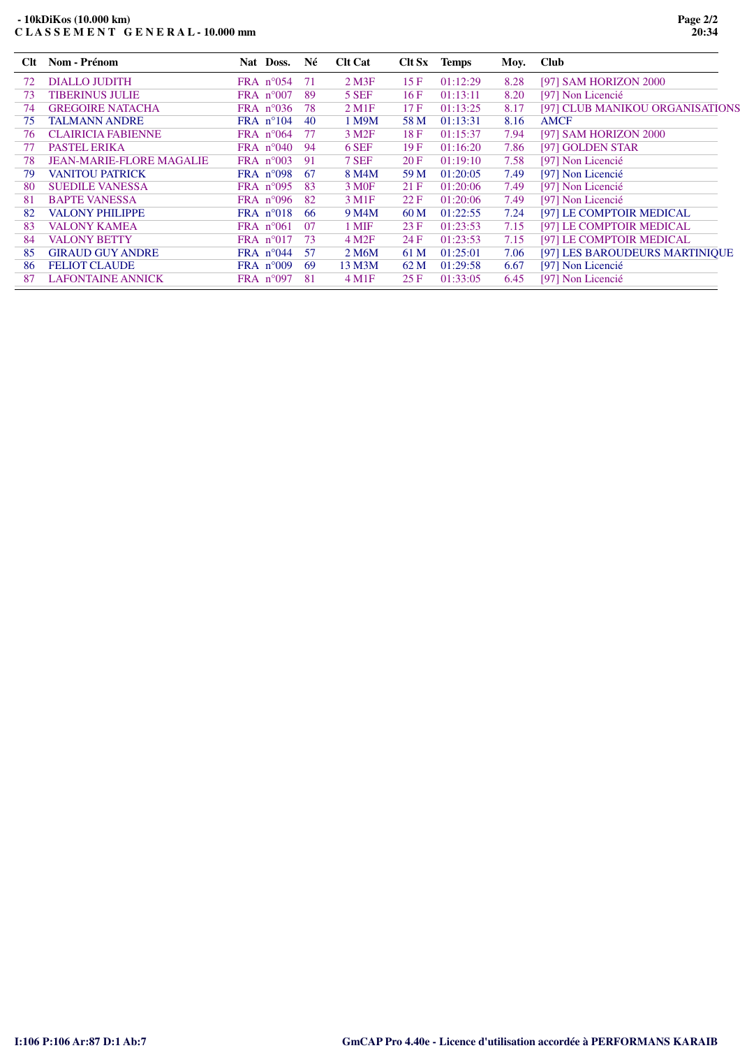**- 10kDiKos (10.000 km)**
**C L A S S E M E N T G E N E R A L - 10.000 mm**

| Clt | Nom - Prénom | Nat | Doss. | Né | Clt Cat | Clt Sx | Temps | Moy. | Club |
|---|---|---|---|---|---|---|---|---|---|
| 72 | DIALLO JUDITH | FRA | n°054 | 71 | 2 M3F | 15 F | 01:12:29 | 8.28 | [97] SAM HORIZON 2000 |
| 73 | TIBERINUS JULIE | FRA | n°007 | 89 | 5 SEF | 16 F | 01:13:11 | 8.20 | [97] Non Licencié |
| 74 | GREGOIRE NATACHA | FRA | n°036 | 78 | 2 M1F | 17 F | 01:13:25 | 8.17 | [97] CLUB MANIKOU ORGANISATIONS |
| 75 | TALMANN ANDRE | FRA | n°104 | 40 | 1 M9M | 58 M | 01:13:31 | 8.16 | AMCF |
| 76 | CLAIRICIA FABIENNE | FRA | n°064 | 77 | 3 M2F | 18 F | 01:15:37 | 7.94 | [97] SAM HORIZON 2000 |
| 77 | PASTEL ERIKA | FRA | n°040 | 94 | 6 SEF | 19 F | 01:16:20 | 7.86 | [97] GOLDEN STAR |
| 78 | JEAN-MARIE-FLORE MAGALIE | FRA | n°003 | 91 | 7 SEF | 20 F | 01:19:10 | 7.58 | [97] Non Licencié |
| 79 | VANITOU PATRICK | FRA | n°098 | 67 | 8 M4M | 59 M | 01:20:05 | 7.49 | [97] Non Licencié |
| 80 | SUEDILE VANESSA | FRA | n°095 | 83 | 3 M0F | 21 F | 01:20:06 | 7.49 | [97] Non Licencié |
| 81 | BAPTE VANESSA | FRA | n°096 | 82 | 3 M1F | 22 F | 01:20:06 | 7.49 | [97] Non Licencié |
| 82 | VALONY PHILIPPE | FRA | n°018 | 66 | 9 M4M | 60 M | 01:22:55 | 7.24 | [97] LE COMPTOIR MEDICAL |
| 83 | VALONY KAMEA | FRA | n°061 | 07 | 1 MIF | 23 F | 01:23:53 | 7.15 | [97] LE COMPTOIR MEDICAL |
| 84 | VALONY BETTY | FRA | n°017 | 73 | 4 M2F | 24 F | 01:23:53 | 7.15 | [97] LE COMPTOIR MEDICAL |
| 85 | GIRAUD GUY ANDRE | FRA | n°044 | 57 | 2 M6M | 61 M | 01:25:01 | 7.06 | [97] LES BAROUDEURS MARTINIQUE |
| 86 | FELIOT CLAUDE | FRA | n°009 | 69 | 13 M3M | 62 M | 01:29:58 | 6.67 | [97] Non Licencié |
| 87 | LAFONTAINE ANNICK | FRA | n°097 | 81 | 4 M1F | 25 F | 01:33:05 | 6.45 | [97] Non Licencié |

I:106 P:106 Ar:87 D:1 Ab:7

GmCAP Pro 4.40e - Licence d'utilisation accordée à PERFORMANS KARAIB